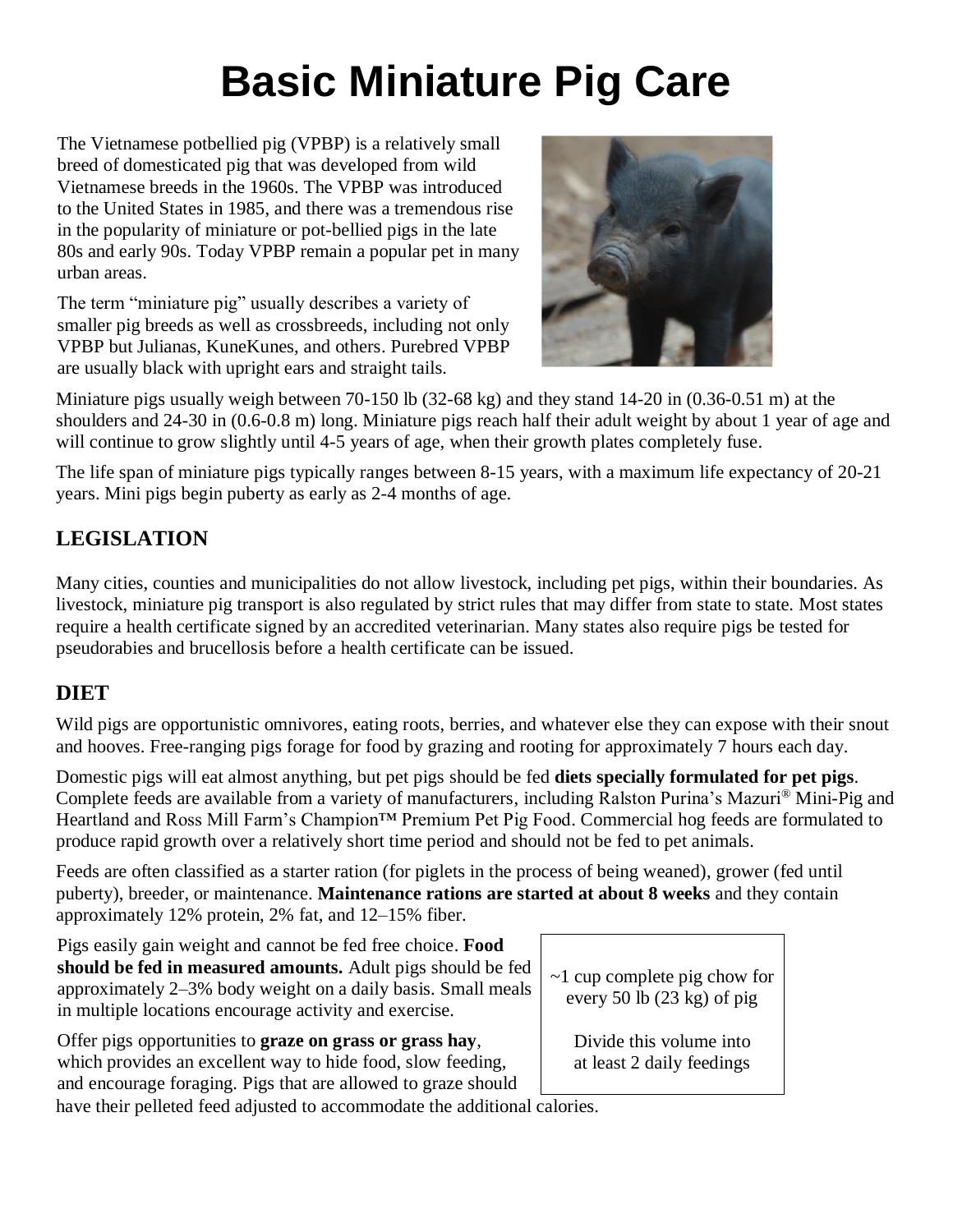# Basic Miniature Pig Care

The Vietnamese potbellied pig (VPBP) is a relatively small breed of domesticated pig that was developed from wild Vietnamese breeds in the 1960s. The VPBP was introduced to the United States in 1985, and there was a tremendous rise in the popularity of miniature or pot-bellied pigs in the late 80s and early 90s. Today VPBP remain a popular pet in many urban areas.

The term "miniature pig" usually describes a variety of smaller pig breeds as well as crossbreeds, including not only VPBP but Julianas, KuneKunes, and others. Purebred VPBP are usually black with upright ears and straight tails.

Miniature pigs usually weigh between 70-150 lb (32-68 kg) and they stand 14-20 in (0.36-0.51 m) at the shoulders and 24-30 in (0.6-0.8 m) long. Miniature pigs reach half their adult weight by about 1 year of age and will continue to grow slightly until 4-5 years of age, when their growth plates completely fuse.

The life span of miniature pigs typically ranges between 8-15 years, with a maximum life expectancy of 20-21 years. Mini pigs begin puberty as early as 2-4 months of age.

## LEGISLATION

Many cities, counties and municipalities do not allow livestock, including pet pigs, within their boundaries. As livestock, miniature pig transport is also regulated by strict rules that may differ from state to state. Most states require a health certificate signed by an accredited veterinarian. Many states also require pigs be tested for pseudorabies and brucellosis before a health certificate can be issued.

## DIET

Wild pigs are opportunistic omnivores, eating roots, berries, and whatever else they can expose with their snout and hooves. Free-ranging pigs forage for food by grazing and rooting for approximately 7 hours each day.

Domestic pigs will eat almost anything, but pet pigs should be fed **diets specially formulated for pet pigs**. Complete feeds are available from a variety of manufacturers, including Ralston Purina's Mazuri® Mini-Pig and Heartland and Ross Mill Farm's Champion™ Premium Pet Pig Food. Commercial hog feeds are formulated to produce rapid growth over a relatively short time period and should not be fed to pet animals.

Feeds are often classified as a starter ration (for piglets in the process of being weaned), grower (fed until puberty), breeder, or maintenance. **Maintenance rations are started at about 8 weeks** and they contain approximately 12% protein, 2% fat, and 12–15% fiber.

Pigs easily gain weight and cannot be fed free choice. **Food should be fed in measured amounts.** Adult pigs should be fed approximately 2–3% body weight on a daily basis. Small meals in multiple locations encourage activity and exercise.

> ~1 cup complete pig chow for every 50 lb (23 kg) of pig
>
> Divide this volume into at least 2 daily feedings

Offer pigs opportunities to **graze on grass or grass hay**, which provides an excellent way to hide food, slow feeding, and encourage foraging. Pigs that are allowed to graze should have their pelleted feed adjusted to accommodate the additional calories.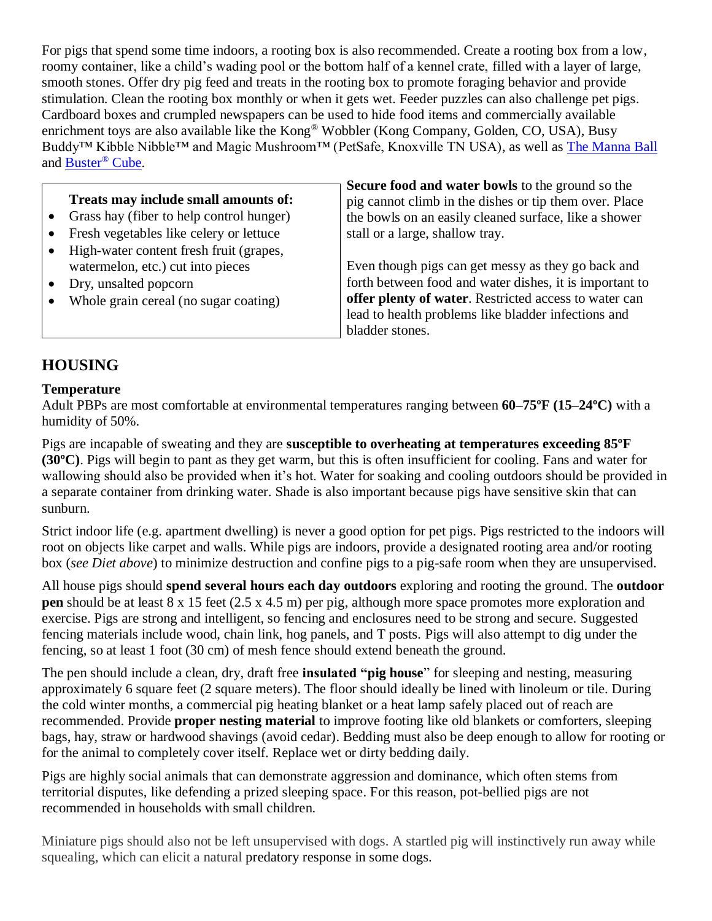For pigs that spend some time indoors, a rooting box is also recommended. Create a rooting box from a low, roomy container, like a child's wading pool or the bottom half of a kennel crate, filled with a layer of large, smooth stones. Offer dry pig feed and treats in the rooting box to promote foraging behavior and provide stimulation. Clean the rooting box monthly or when it gets wet. Feeder puzzles can also challenge pet pigs. Cardboard boxes and crumpled newspapers can be used to hide food items and commercially available enrichment toys are also available like the Kong® Wobbler (Kong Company, Golden, CO, USA), Busy Buddy™ Kibble Nibble™ and Magic Mushroom™ (PetSafe, Knoxville TN USA), as well as The Manna Ball and Buster® Cube.

**Treats may include small amounts of:**

- Grass hay (fiber to help control hunger)
- Fresh vegetables like celery or lettuce
- High-water content fresh fruit (grapes, watermelon, etc.) cut into pieces
- Dry, unsalted popcorn
- Whole grain cereal (no sugar coating)

**Secure food and water bowls** to the ground so the pig cannot climb in the dishes or tip them over. Place the bowls on an easily cleaned surface, like a shower stall or a large, shallow tray.

Even though pigs can get messy as they go back and forth between food and water dishes, it is important to **offer plenty of water**. Restricted access to water can lead to health problems like bladder infections and bladder stones.

## HOUSING

### Temperature

Adult PBPs are most comfortable at environmental temperatures ranging between **60–75ºF (15–24ºC)** with a humidity of 50%.

Pigs are incapable of sweating and they are **susceptible to overheating at temperatures exceeding 85ºF (30ºC)**. Pigs will begin to pant as they get warm, but this is often insufficient for cooling. Fans and water for wallowing should also be provided when it's hot. Water for soaking and cooling outdoors should be provided in a separate container from drinking water. Shade is also important because pigs have sensitive skin that can sunburn.

Strict indoor life (e.g. apartment dwelling) is never a good option for pet pigs. Pigs restricted to the indoors will root on objects like carpet and walls. While pigs are indoors, provide a designated rooting area and/or rooting box (*see Diet above*) to minimize destruction and confine pigs to a pig-safe room when they are unsupervised.

All house pigs should **spend several hours each day outdoors** exploring and rooting the ground. The **outdoor pen** should be at least 8 x 15 feet (2.5 x 4.5 m) per pig, although more space promotes more exploration and exercise. Pigs are strong and intelligent, so fencing and enclosures need to be strong and secure. Suggested fencing materials include wood, chain link, hog panels, and T posts. Pigs will also attempt to dig under the fencing, so at least 1 foot (30 cm) of mesh fence should extend beneath the ground.

The pen should include a clean, dry, draft free **insulated "pig house**" for sleeping and nesting, measuring approximately 6 square feet (2 square meters). The floor should ideally be lined with linoleum or tile. During the cold winter months, a commercial pig heating blanket or a heat lamp safely placed out of reach are recommended. Provide **proper nesting material** to improve footing like old blankets or comforters, sleeping bags, hay, straw or hardwood shavings (avoid cedar). Bedding must also be deep enough to allow for rooting or for the animal to completely cover itself. Replace wet or dirty bedding daily.

Pigs are highly social animals that can demonstrate aggression and dominance, which often stems from territorial disputes, like defending a prized sleeping space. For this reason, pot-bellied pigs are not recommended in households with small children.

Miniature pigs should also not be left unsupervised with dogs. A startled pig will instinctively run away while squealing, which can elicit a natural predatory response in some dogs.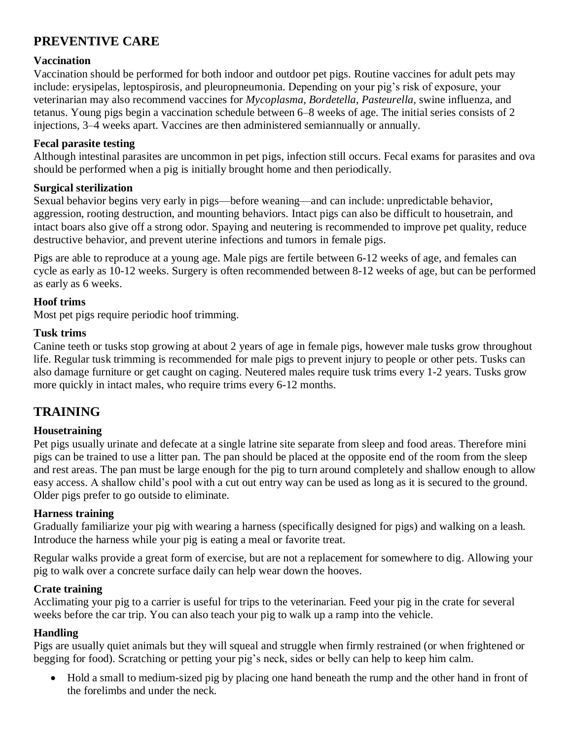## PREVENTIVE CARE

### Vaccination

Vaccination should be performed for both indoor and outdoor pet pigs. Routine vaccines for adult pets may include: erysipelas, leptospirosis, and pleuropneumonia. Depending on your pig's risk of exposure, your veterinarian may also recommend vaccines for *Mycoplasma*, *Bordetella*, *Pasteurella*, swine influenza, and tetanus. Young pigs begin a vaccination schedule between 6–8 weeks of age. The initial series consists of 2 injections, 3–4 weeks apart. Vaccines are then administered semiannually or annually.

### Fecal parasite testing

Although intestinal parasites are uncommon in pet pigs, infection still occurs. Fecal exams for parasites and ova should be performed when a pig is initially brought home and then periodically.

### Surgical sterilization

Sexual behavior begins very early in pigs—before weaning—and can include: unpredictable behavior, aggression, rooting destruction, and mounting behaviors. Intact pigs can also be difficult to housetrain, and intact boars also give off a strong odor. Spaying and neutering is recommended to improve pet quality, reduce destructive behavior, and prevent uterine infections and tumors in female pigs.

Pigs are able to reproduce at a young age. Male pigs are fertile between 6-12 weeks of age, and females can cycle as early as 10-12 weeks. Surgery is often recommended between 8-12 weeks of age, but can be performed as early as 6 weeks.

### Hoof trims

Most pet pigs require periodic hoof trimming.

### Tusk trims

Canine teeth or tusks stop growing at about 2 years of age in female pigs, however male tusks grow throughout life. Regular tusk trimming is recommended for male pigs to prevent injury to people or other pets. Tusks can also damage furniture or get caught on caging. Neutered males require tusk trims every 1-2 years. Tusks grow more quickly in intact males, who require trims every 6-12 months.

## TRAINING

### Housetraining

Pet pigs usually urinate and defecate at a single latrine site separate from sleep and food areas. Therefore mini pigs can be trained to use a litter pan. The pan should be placed at the opposite end of the room from the sleep and rest areas. The pan must be large enough for the pig to turn around completely and shallow enough to allow easy access. A shallow child's pool with a cut out entry way can be used as long as it is secured to the ground. Older pigs prefer to go outside to eliminate.

### Harness training

Gradually familiarize your pig with wearing a harness (specifically designed for pigs) and walking on a leash. Introduce the harness while your pig is eating a meal or favorite treat.

Regular walks provide a great form of exercise, but are not a replacement for somewhere to dig. Allowing your pig to walk over a concrete surface daily can help wear down the hooves.

### Crate training

Acclimating your pig to a carrier is useful for trips to the veterinarian. Feed your pig in the crate for several weeks before the car trip. You can also teach your pig to walk up a ramp into the vehicle.

### Handling

Pigs are usually quiet animals but they will squeal and struggle when firmly restrained (or when frightened or begging for food). Scratching or petting your pig's neck, sides or belly can help to keep him calm.

- Hold a small to medium-sized pig by placing one hand beneath the rump and the other hand in front of the forelimbs and under the neck.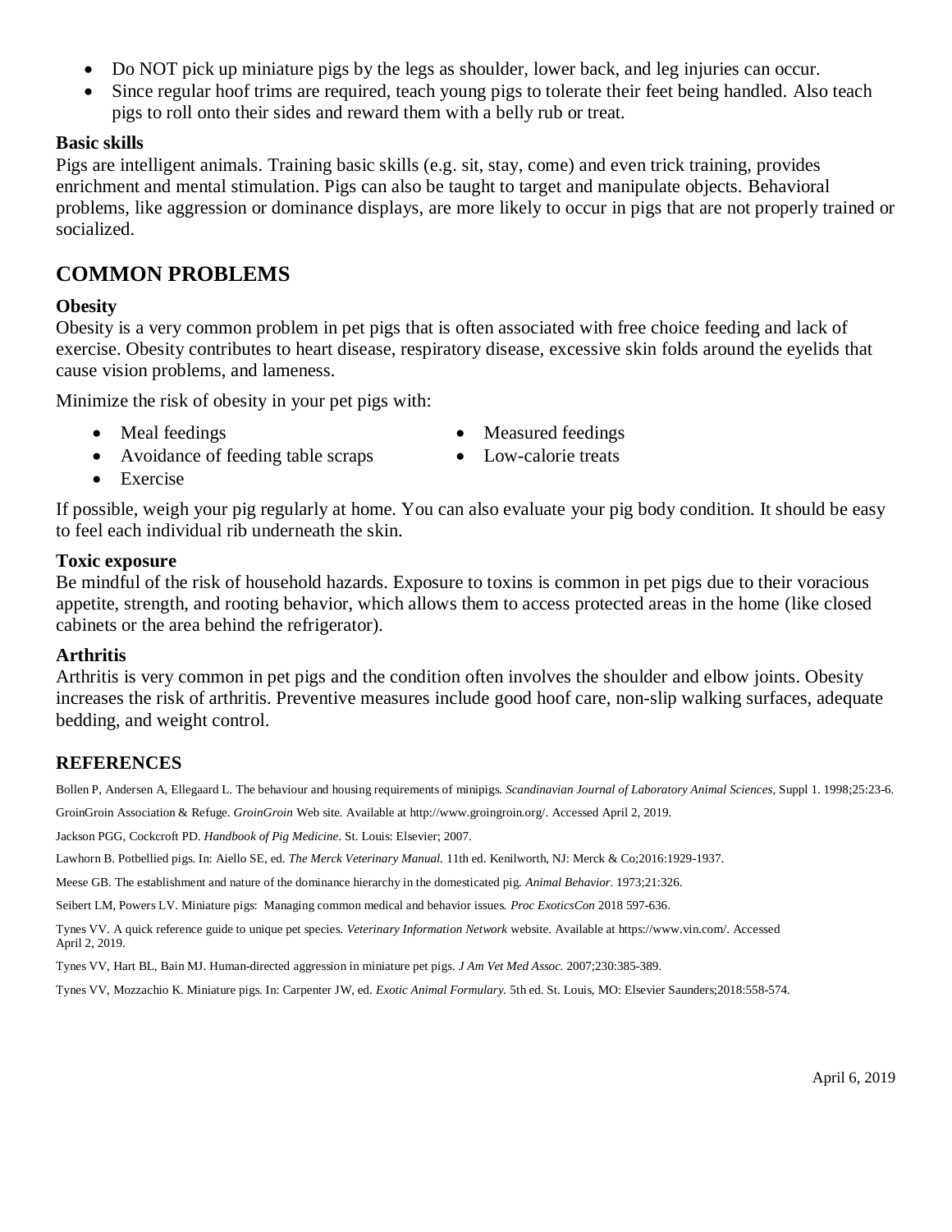- Do NOT pick up miniature pigs by the legs as shoulder, lower back, and leg injuries can occur.
- Since regular hoof trims are required, teach young pigs to tolerate their feet being handled. Also teach pigs to roll onto their sides and reward them with a belly rub or treat.

**Basic skills**

Pigs are intelligent animals. Training basic skills (e.g. sit, stay, come) and even trick training, provides enrichment and mental stimulation. Pigs can also be taught to target and manipulate objects. Behavioral problems, like aggression or dominance displays, are more likely to occur in pigs that are not properly trained or socialized.

## COMMON PROBLEMS

**Obesity**

Obesity is a very common problem in pet pigs that is often associated with free choice feeding and lack of exercise. Obesity contributes to heart disease, respiratory disease, excessive skin folds around the eyelids that cause vision problems, and lameness.

Minimize the risk of obesity in your pet pigs with:

- Meal feedings
- Avoidance of feeding table scraps
- Exercise
- Measured feedings
- Low-calorie treats

If possible, weigh your pig regularly at home. You can also evaluate your pig body condition. It should be easy to feel each individual rib underneath the skin.

**Toxic exposure**

Be mindful of the risk of household hazards. Exposure to toxins is common in pet pigs due to their voracious appetite, strength, and rooting behavior, which allows them to access protected areas in the home (like closed cabinets or the area behind the refrigerator).

**Arthritis**

Arthritis is very common in pet pigs and the condition often involves the shoulder and elbow joints. Obesity increases the risk of arthritis. Preventive measures include good hoof care, non-slip walking surfaces, adequate bedding, and weight control.

## REFERENCES

Bollen P, Andersen A, Ellegaard L. The behaviour and housing requirements of minipigs. *Scandinavian Journal of Laboratory Animal Sciences*, Suppl 1. 1998;25:23-6.

GroinGroin Association & Refuge. *GroinGroin* Web site. Available at http://www.groingroin.org/. Accessed April 2, 2019.

Jackson PGG, Cockcroft PD. *Handbook of Pig Medicine*. St. Louis: Elsevier; 2007.

Lawhorn B. Potbellied pigs. In: Aiello SE, ed. *The Merck Veterinary Manual.* 11th ed. Kenilworth, NJ: Merck & Co;2016:1929-1937.

Meese GB. The establishment and nature of the dominance hierarchy in the domesticated pig. *Animal Behavior*. 1973;21:326.

Seibert LM, Powers LV. Miniature pigs: Managing common medical and behavior issues. *Proc ExoticsCon* 2018 597-636.

Tynes VV. A quick reference guide to unique pet species. *Veterinary Information Network* website. Available at https://www.vin.com/. Accessed April 2, 2019.

Tynes VV, Hart BL, Bain MJ. Human-directed aggression in miniature pet pigs. *J Am Vet Med Assoc.* 2007;230:385-389.

Tynes VV, Mozzachio K. Miniature pigs. In: Carpenter JW, ed. *Exotic Animal Formulary.* 5th ed. St. Louis, MO: Elsevier Saunders;2018:558-574.

April 6, 2019